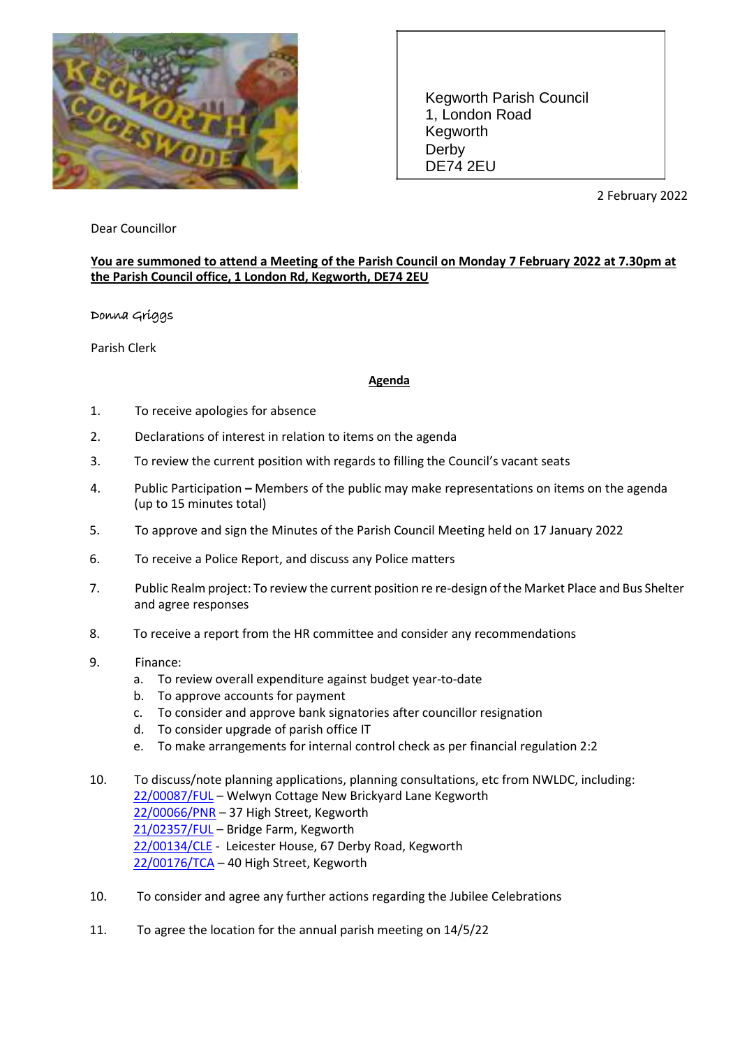Kegworth Parish Council
1, London Road
Kegworth
Derby
DE74 2EU

2 February 2022

Dear Councillor

**You are summoned to attend a Meeting of the Parish Council on Monday 7 February 2022 at 7.30pm at the Parish Council office, 1 London Rd, Kegworth, DE74 2EU**

Donna Griggs

Parish Clerk

**Agenda**

1. To receive apologies for absence
2. Declarations of interest in relation to items on the agenda
3. To review the current position with regards to filling the Council's vacant seats
4. Public Participation **–** Members of the public may make representations on items on the agenda (up to 15 minutes total)
5. To approve and sign the Minutes of the Parish Council Meeting held on 17 January 2022
6. To receive a Police Report, and discuss any Police matters
7. Public Realm project: To review the current position re re-design of the Market Place and Bus Shelter and agree responses
8. To receive a report from the HR committee and consider any recommendations
9. Finance:
   a. To review overall expenditure against budget year-to-date
   b. To approve accounts for payment
   c. To consider and approve bank signatories after councillor resignation
   d. To consider upgrade of parish office IT
   e. To make arrangements for internal control check as per financial regulation 2:2
10. To discuss/note planning applications, planning consultations, etc from NWLDC, including:
    22/00087/FUL – Welwyn Cottage New Brickyard Lane Kegworth
    22/00066/PNR – 37 High Street, Kegworth
    21/02357/FUL – Bridge Farm, Kegworth
    22/00134/CLE - Leicester House, 67 Derby Road, Kegworth
    22/00176/TCA – 40 High Street, Kegworth

10. To consider and agree any further actions regarding the Jubilee Celebrations

11. To agree the location for the annual parish meeting on 14/5/22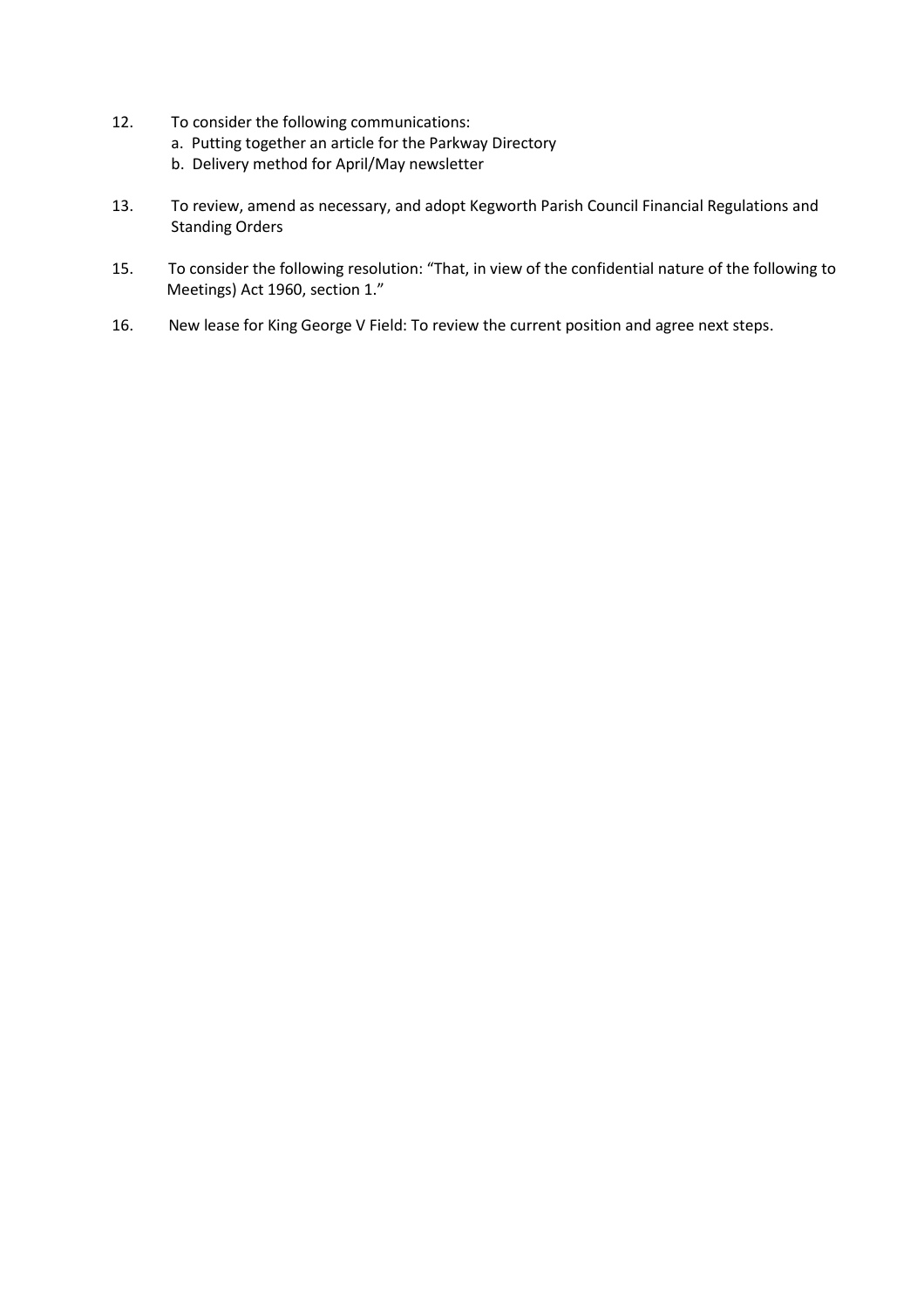12. To consider the following communications:
    a. Putting together an article for the Parkway Directory
    b. Delivery method for April/May newsletter

13. To review, amend as necessary, and adopt Kegworth Parish Council Financial Regulations and Standing Orders

15. To consider the following resolution: "That, in view of the confidential nature of the following to Meetings) Act 1960, section 1."

16. New lease for King George V Field: To review the current position and agree next steps.